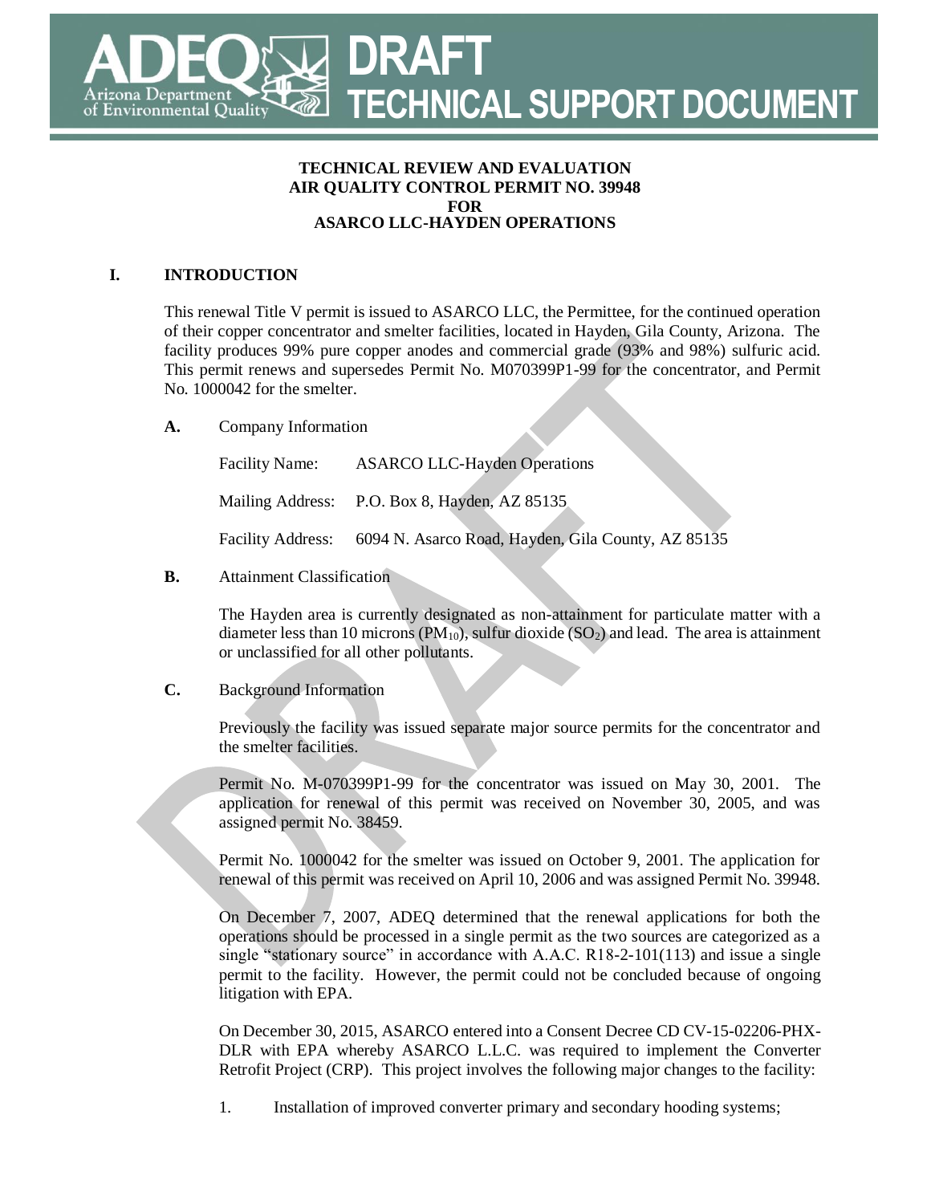# DRAFT TECHNICAL SUPPORT DOCUMENT

**TECHNICAL REVIEW AND EVALUATION**
**AIR QUALITY CONTROL PERMIT NO. 39948**
**FOR**
**ASARCO LLC-HAYDEN OPERATIONS**

## I. INTRODUCTION

This renewal Title V permit is issued to ASARCO LLC, the Permittee, for the continued operation of their copper concentrator and smelter facilities, located in Hayden, Gila County, Arizona. The facility produces 99% pure copper anodes and commercial grade (93% and 98%) sulfuric acid. This permit renews and supersedes Permit No. M070399P1-99 for the concentrator, and Permit No. 1000042 for the smelter.

### A. Company Information

Facility Name: ASARCO LLC-Hayden Operations

Mailing Address: P.O. Box 8, Hayden, AZ 85135

Facility Address: 6094 N. Asarco Road, Hayden, Gila County, AZ 85135

### B. Attainment Classification

The Hayden area is currently designated as non-attainment for particulate matter with a diameter less than 10 microns ($PM_{10}$), sulfur dioxide ($SO_2$) and lead. The area is attainment or unclassified for all other pollutants.

### C. Background Information

Previously the facility was issued separate major source permits for the concentrator and the smelter facilities.

Permit No. M-070399P1-99 for the concentrator was issued on May 30, 2001. The application for renewal of this permit was received on November 30, 2005, and was assigned permit No. 38459.

Permit No. 1000042 for the smelter was issued on October 9, 2001. The application for renewal of this permit was received on April 10, 2006 and was assigned Permit No. 39948.

On December 7, 2007, ADEQ determined that the renewal applications for both the operations should be processed in a single permit as the two sources are categorized as a single "stationary source" in accordance with A.A.C. R18-2-101(113) and issue a single permit to the facility. However, the permit could not be concluded because of ongoing litigation with EPA.

On December 30, 2015, ASARCO entered into a Consent Decree CD CV-15-02206-PHX-DLR with EPA whereby ASARCO L.L.C. was required to implement the Converter Retrofit Project (CRP). This project involves the following major changes to the facility:

1. Installation of improved converter primary and secondary hooding systems;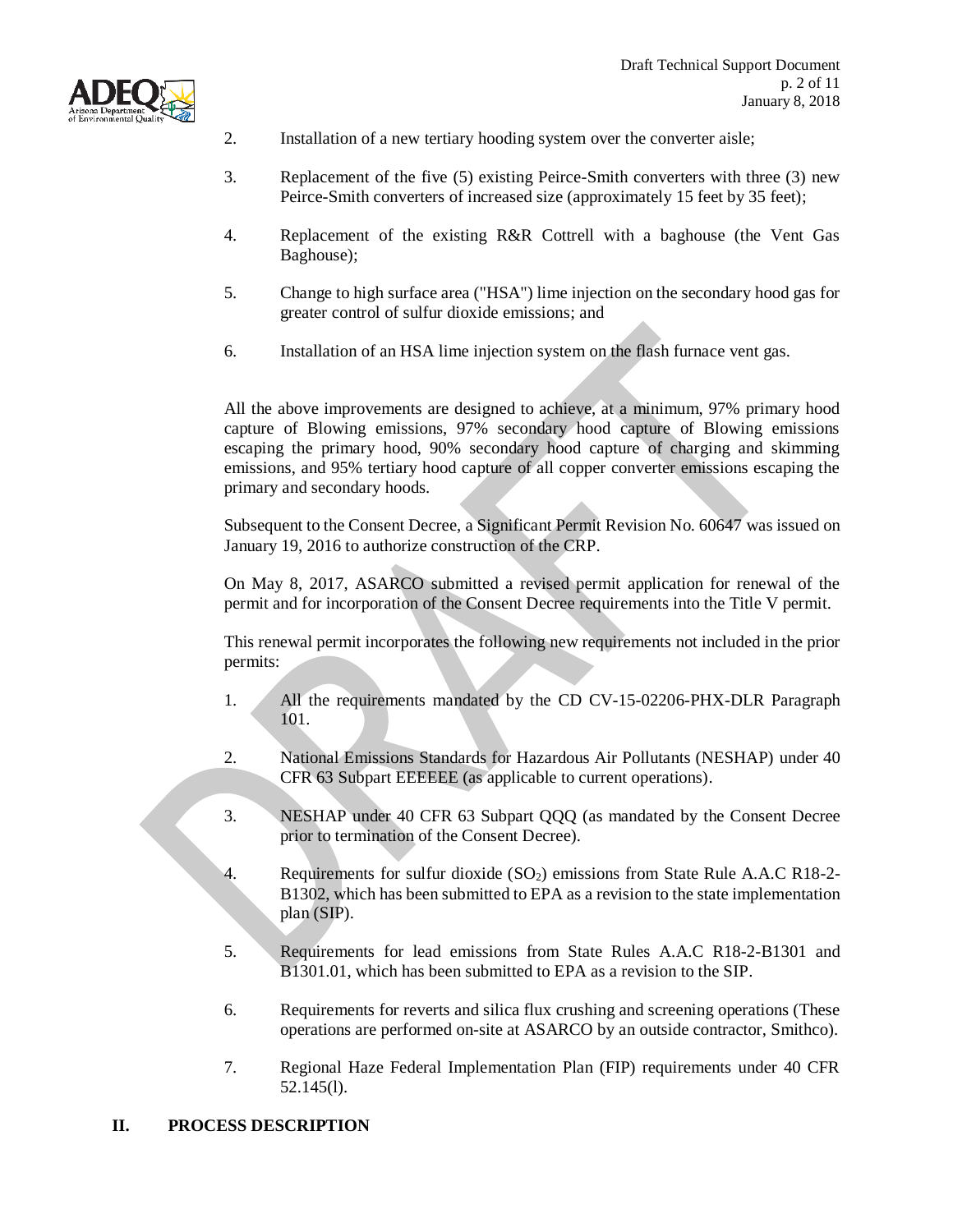2. Installation of a new tertiary hooding system over the converter aisle;

3. Replacement of the five (5) existing Peirce-Smith converters with three (3) new Peirce-Smith converters of increased size (approximately 15 feet by 35 feet);

4. Replacement of the existing R&R Cottrell with a baghouse (the Vent Gas Baghouse);

5. Change to high surface area ("HSA") lime injection on the secondary hood gas for greater control of sulfur dioxide emissions; and

6. Installation of an HSA lime injection system on the flash furnace vent gas.

All the above improvements are designed to achieve, at a minimum, 97% primary hood capture of Blowing emissions, 97% secondary hood capture of Blowing emissions escaping the primary hood, 90% secondary hood capture of charging and skimming emissions, and 95% tertiary hood capture of all copper converter emissions escaping the primary and secondary hoods.

Subsequent to the Consent Decree, a Significant Permit Revision No. 60647 was issued on January 19, 2016 to authorize construction of the CRP.

On May 8, 2017, ASARCO submitted a revised permit application for renewal of the permit and for incorporation of the Consent Decree requirements into the Title V permit.

This renewal permit incorporates the following new requirements not included in the prior permits:

1. All the requirements mandated by the CD CV-15-02206-PHX-DLR Paragraph 101.

2. National Emissions Standards for Hazardous Air Pollutants (NESHAP) under 40 CFR 63 Subpart EEEEEE (as applicable to current operations).

3. NESHAP under 40 CFR 63 Subpart QQQ (as mandated by the Consent Decree prior to termination of the Consent Decree).

4. Requirements for sulfur dioxide ($SO_2$) emissions from State Rule A.A.C R18-2-B1302, which has been submitted to EPA as a revision to the state implementation plan (SIP).

5. Requirements for lead emissions from State Rules A.A.C R18-2-B1301 and B1301.01, which has been submitted to EPA as a revision to the SIP.

6. Requirements for reverts and silica flux crushing and screening operations (These operations are performed on-site at ASARCO by an outside contractor, Smithco).

7. Regional Haze Federal Implementation Plan (FIP) requirements under 40 CFR 52.145(l).

## II. PROCESS DESCRIPTION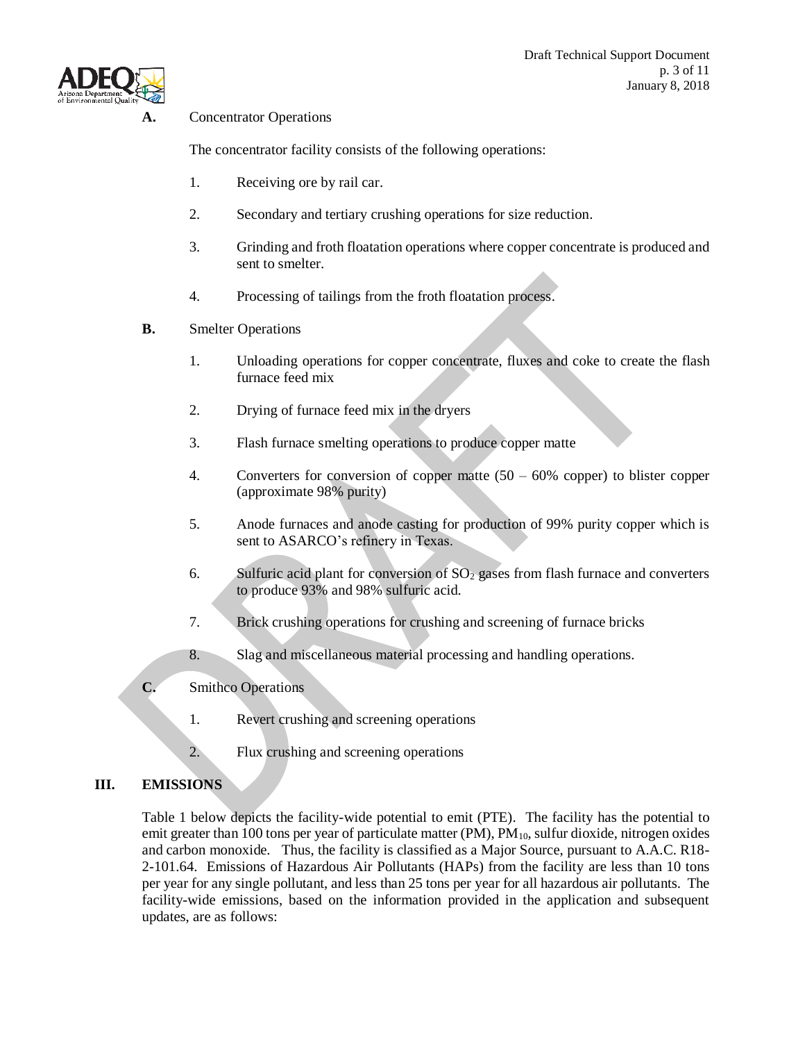**A.** Concentrator Operations

The concentrator facility consists of the following operations:

1. Receiving ore by rail car.

2. Secondary and tertiary crushing operations for size reduction.

3. Grinding and froth floatation operations where copper concentrate is produced and sent to smelter.

4. Processing of tailings from the froth floatation process.

**B.** Smelter Operations

1. Unloading operations for copper concentrate, fluxes and coke to create the flash furnace feed mix

2. Drying of furnace feed mix in the dryers

3. Flash furnace smelting operations to produce copper matte

4. Converters for conversion of copper matte (50 – 60% copper) to blister copper (approximate 98% purity)

5. Anode furnaces and anode casting for production of 99% purity copper which is sent to ASARCO's refinery in Texas.

6. Sulfuric acid plant for conversion of $SO_2$ gases from flash furnace and converters to produce 93% and 98% sulfuric acid.

7. Brick crushing operations for crushing and screening of furnace bricks

8. Slag and miscellaneous material processing and handling operations.

**C.** Smithco Operations

1. Revert crushing and screening operations

2. Flux crushing and screening operations

## III. EMISSIONS

Table 1 below depicts the facility-wide potential to emit (PTE). The facility has the potential to emit greater than 100 tons per year of particulate matter (PM), $PM_{10}$, sulfur dioxide, nitrogen oxides and carbon monoxide. Thus, the facility is classified as a Major Source, pursuant to A.A.C. R18-2-101.64. Emissions of Hazardous Air Pollutants (HAPs) from the facility are less than 10 tons per year for any single pollutant, and less than 25 tons per year for all hazardous air pollutants. The facility-wide emissions, based on the information provided in the application and subsequent updates, are as follows: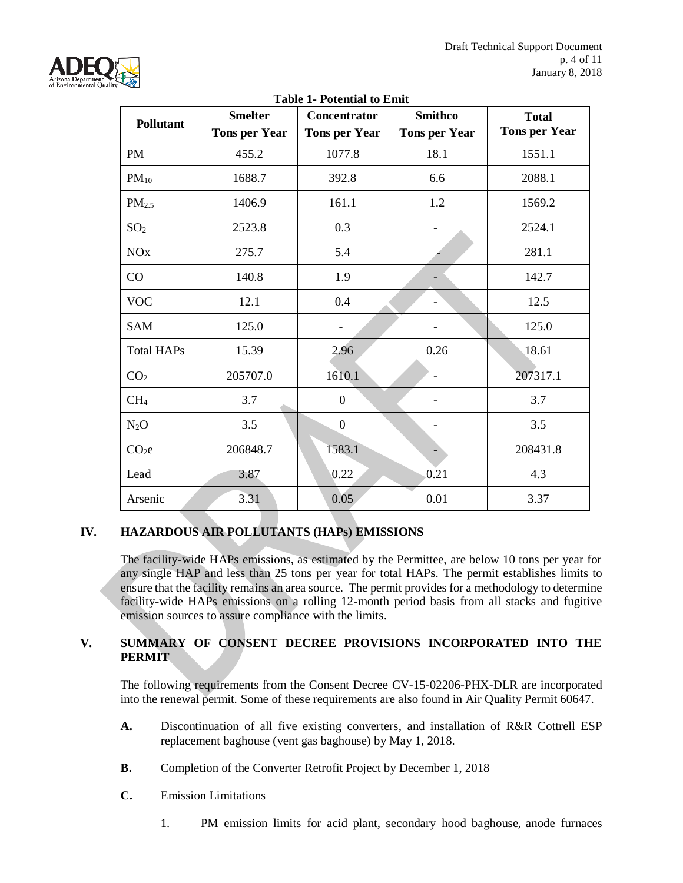**Table 1- Potential to Emit**

| Pollutant | Smelter | Concentrator | Smithco | Total |
|---|---|---|---|---|
| | Tons per Year | Tons per Year | Tons per Year | Tons per Year |
| PM | 455.2 | 1077.8 | 18.1 | 1551.1 |
| $PM_{10}$ | 1688.7 | 392.8 | 6.6 | 2088.1 |
| $PM_{2.5}$ | 1406.9 | 161.1 | 1.2 | 1569.2 |
| $SO_2$ | 2523.8 | 0.3 | - | 2524.1 |
| NOx | 275.7 | 5.4 | - | 281.1 |
| CO | 140.8 | 1.9 | - | 142.7 |
| VOC | 12.1 | 0.4 | - | 12.5 |
| SAM | 125.0 | - | - | 125.0 |
| Total HAPs | 15.39 | 2.96 | 0.26 | 18.61 |
| $CO_2$ | 205707.0 | 1610.1 | - | 207317.1 |
| $CH_4$ | 3.7 | 0 | - | 3.7 |
| $N_2O$ | 3.5 | 0 | - | 3.5 |
| $CO_2e$ | 206848.7 | 1583.1 | - | 208431.8 |
| Lead | 3.87 | 0.22 | 0.21 | 4.3 |
| Arsenic | 3.31 | 0.05 | 0.01 | 3.37 |

## IV. HAZARDOUS AIR POLLUTANTS (HAPs) EMISSIONS

The facility-wide HAPs emissions, as estimated by the Permittee, are below 10 tons per year for any single HAP and less than 25 tons per year for total HAPs. The permit establishes limits to ensure that the facility remains an area source. The permit provides for a methodology to determine facility-wide HAPs emissions on a rolling 12-month period basis from all stacks and fugitive emission sources to assure compliance with the limits.

## V. SUMMARY OF CONSENT DECREE PROVISIONS INCORPORATED INTO THE PERMIT

The following requirements from the Consent Decree CV-15-02206-PHX-DLR are incorporated into the renewal permit. Some of these requirements are also found in Air Quality Permit 60647.

**A.** Discontinuation of all five existing converters, and installation of R&R Cottrell ESP replacement baghouse (vent gas baghouse) by May 1, 2018.

**B.** Completion of the Converter Retrofit Project by December 1, 2018

**C.** Emission Limitations

1. PM emission limits for acid plant, secondary hood baghouse, anode furnaces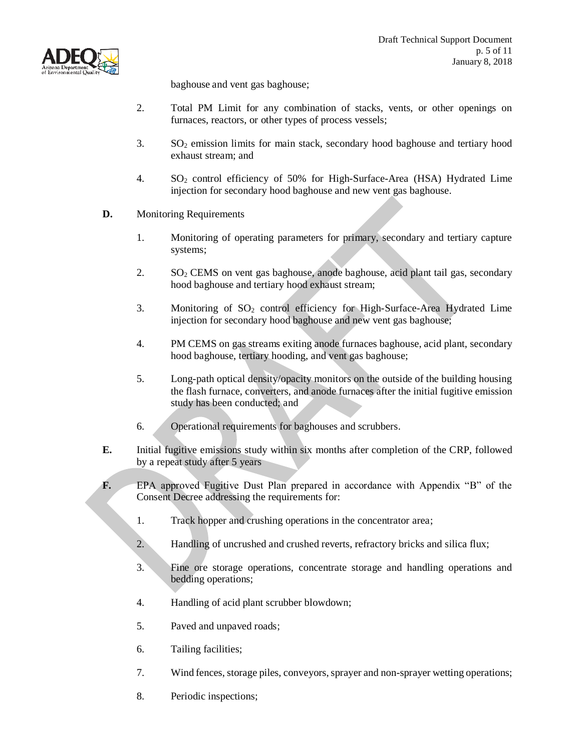baghouse and vent gas baghouse;

2. Total PM Limit for any combination of stacks, vents, or other openings on furnaces, reactors, or other types of process vessels;

3. $SO_2$ emission limits for main stack, secondary hood baghouse and tertiary hood exhaust stream; and

4. $SO_2$ control efficiency of 50% for High-Surface-Area (HSA) Hydrated Lime injection for secondary hood baghouse and new vent gas baghouse.

**D.** Monitoring Requirements

1. Monitoring of operating parameters for primary, secondary and tertiary capture systems;

2. $SO_2$ CEMS on vent gas baghouse, anode baghouse, acid plant tail gas, secondary hood baghouse and tertiary hood exhaust stream;

3. Monitoring of $SO_2$ control efficiency for High-Surface-Area Hydrated Lime injection for secondary hood baghouse and new vent gas baghouse;

4. PM CEMS on gas streams exiting anode furnaces baghouse, acid plant, secondary hood baghouse, tertiary hooding, and vent gas baghouse;

5. Long-path optical density/opacity monitors on the outside of the building housing the flash furnace, converters, and anode furnaces after the initial fugitive emission study has been conducted; and

6. Operational requirements for baghouses and scrubbers.

**E.** Initial fugitive emissions study within six months after completion of the CRP, followed by a repeat study after 5 years

**F.** EPA approved Fugitive Dust Plan prepared in accordance with Appendix "B" of the Consent Decree addressing the requirements for:

1. Track hopper and crushing operations in the concentrator area;

2. Handling of uncrushed and crushed reverts, refractory bricks and silica flux;

3. Fine ore storage operations, concentrate storage and handling operations and bedding operations;

4. Handling of acid plant scrubber blowdown;

5. Paved and unpaved roads;

6. Tailing facilities;

7. Wind fences, storage piles, conveyors, sprayer and non-sprayer wetting operations;

8. Periodic inspections;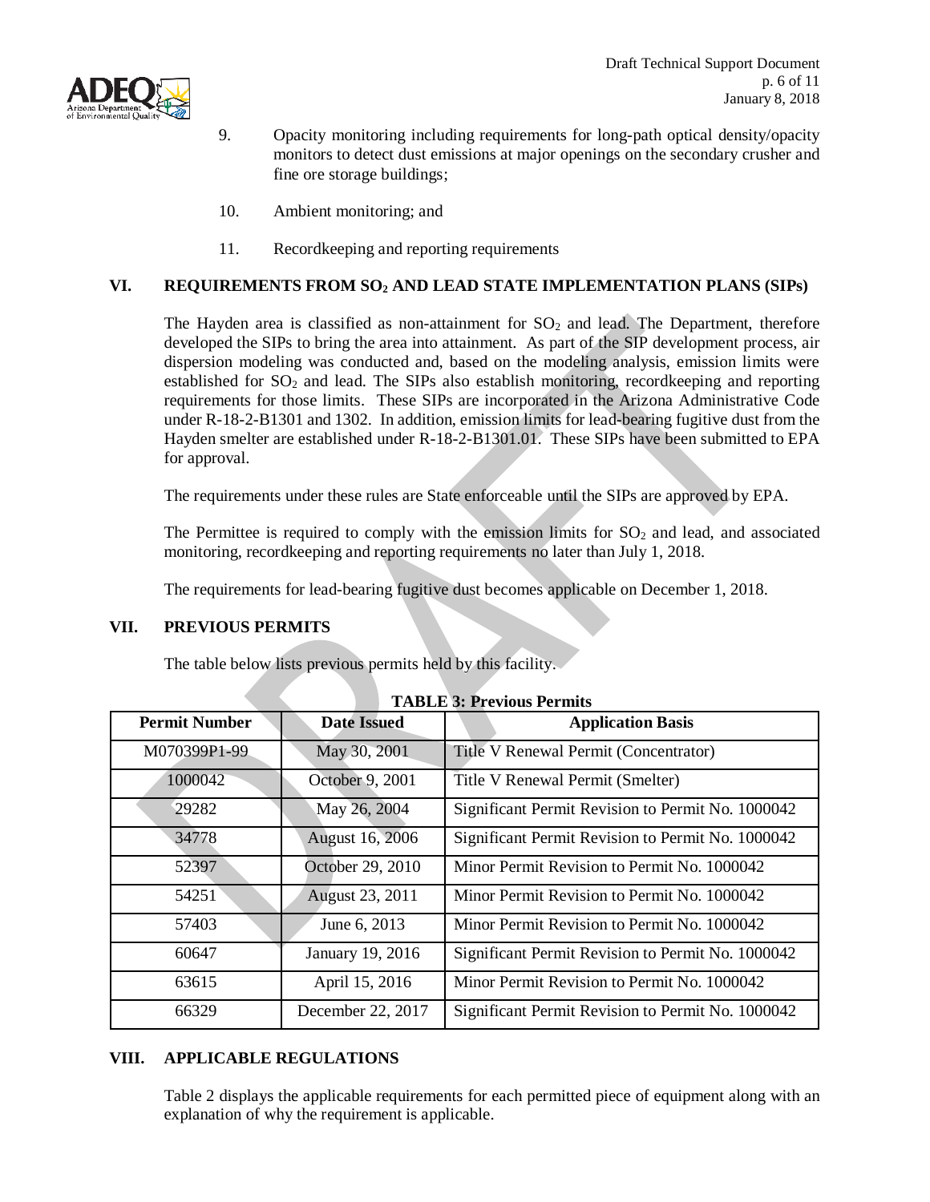9. Opacity monitoring including requirements for long-path optical density/opacity monitors to detect dust emissions at major openings on the secondary crusher and fine ore storage buildings;

10. Ambient monitoring; and

11. Recordkeeping and reporting requirements

## VI. REQUIREMENTS FROM $SO_2$ AND LEAD STATE IMPLEMENTATION PLANS (SIPs)

The Hayden area is classified as non-attainment for $SO_2$ and lead. The Department, therefore developed the SIPs to bring the area into attainment. As part of the SIP development process, air dispersion modeling was conducted and, based on the modeling analysis, emission limits were established for $SO_2$ and lead. The SIPs also establish monitoring, recordkeeping and reporting requirements for those limits. These SIPs are incorporated in the Arizona Administrative Code under R-18-2-B1301 and 1302. In addition, emission limits for lead-bearing fugitive dust from the Hayden smelter are established under R-18-2-B1301.01. These SIPs have been submitted to EPA for approval.

The requirements under these rules are State enforceable until the SIPs are approved by EPA.

The Permittee is required to comply with the emission limits for $SO_2$ and lead, and associated monitoring, recordkeeping and reporting requirements no later than July 1, 2018.

The requirements for lead-bearing fugitive dust becomes applicable on December 1, 2018.

## VII. PREVIOUS PERMITS

The table below lists previous permits held by this facility.

**TABLE 3: Previous Permits**

| Permit Number | Date Issued | Application Basis |
|---|---|---|
| M070399P1-99 | May 30, 2001 | Title V Renewal Permit (Concentrator) |
| 1000042 | October 9, 2001 | Title V Renewal Permit (Smelter) |
| 29282 | May 26, 2004 | Significant Permit Revision to Permit No. 1000042 |
| 34778 | August 16, 2006 | Significant Permit Revision to Permit No. 1000042 |
| 52397 | October 29, 2010 | Minor Permit Revision to Permit No. 1000042 |
| 54251 | August 23, 2011 | Minor Permit Revision to Permit No. 1000042 |
| 57403 | June 6, 2013 | Minor Permit Revision to Permit No. 1000042 |
| 60647 | January 19, 2016 | Significant Permit Revision to Permit No. 1000042 |
| 63615 | April 15, 2016 | Minor Permit Revision to Permit No. 1000042 |
| 66329 | December 22, 2017 | Significant Permit Revision to Permit No. 1000042 |

## VIII. APPLICABLE REGULATIONS

Table 2 displays the applicable requirements for each permitted piece of equipment along with an explanation of why the requirement is applicable.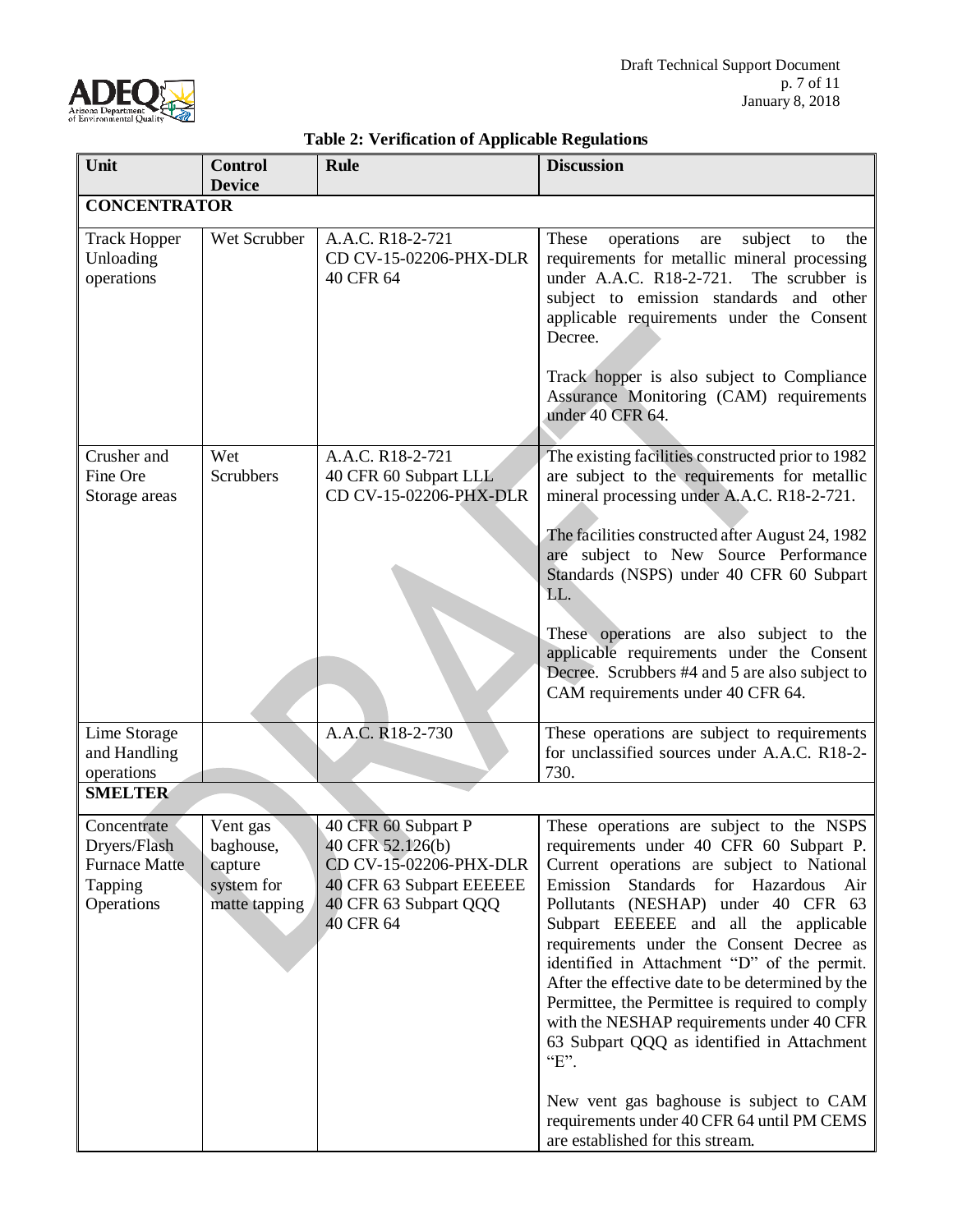**Table 2: Verification of Applicable Regulations**

| Unit | Control Device | Rule | Discussion |
|---|---|---|---|
| **CONCENTRATOR** | | | |
| Track Hopper Unloading operations | Wet Scrubber | A.A.C. R18-2-721<br>CD CV-15-02206-PHX-DLR<br>40 CFR 64 | These operations are subject to the requirements for metallic mineral processing under A.A.C. R18-2-721. The scrubber is subject to emission standards and other applicable requirements under the Consent Decree.<br><br>Track hopper is also subject to Compliance Assurance Monitoring (CAM) requirements under 40 CFR 64. |
| Crusher and Fine Ore Storage areas | Wet Scrubbers | A.A.C. R18-2-721<br>40 CFR 60 Subpart LLL<br>CD CV-15-02206-PHX-DLR | The existing facilities constructed prior to 1982 are subject to the requirements for metallic mineral processing under A.A.C. R18-2-721.<br><br>The facilities constructed after August 24, 1982 are subject to New Source Performance Standards (NSPS) under 40 CFR 60 Subpart LL.<br><br>These operations are also subject to the applicable requirements under the Consent Decree. Scrubbers #4 and 5 are also subject to CAM requirements under 40 CFR 64. |
| Lime Storage and Handling operations | | A.A.C. R18-2-730 | These operations are subject to requirements for unclassified sources under A.A.C. R18-2-730. |
| **SMELTER** | | | |
| Concentrate Dryers/Flash Furnace Matte Tapping Operations | Vent gas baghouse, capture system for matte tapping | 40 CFR 60 Subpart P<br>40 CFR 52.126(b)<br>CD CV-15-02206-PHX-DLR<br>40 CFR 63 Subpart EEEEEE<br>40 CFR 63 Subpart QQQ<br>40 CFR 64 | These operations are subject to the NSPS requirements under 40 CFR 60 Subpart P. Current operations are subject to National Emission Standards for Hazardous Air Pollutants (NESHAP) under 40 CFR 63 Subpart EEEEEE and all the applicable requirements under the Consent Decree as identified in Attachment "D" of the permit. After the effective date to be determined by the Permittee, the Permittee is required to comply with the NESHAP requirements under 40 CFR 63 Subpart QQQ as identified in Attachment "E".<br><br>New vent gas baghouse is subject to CAM requirements under 40 CFR 64 until PM CEMS are established for this stream. |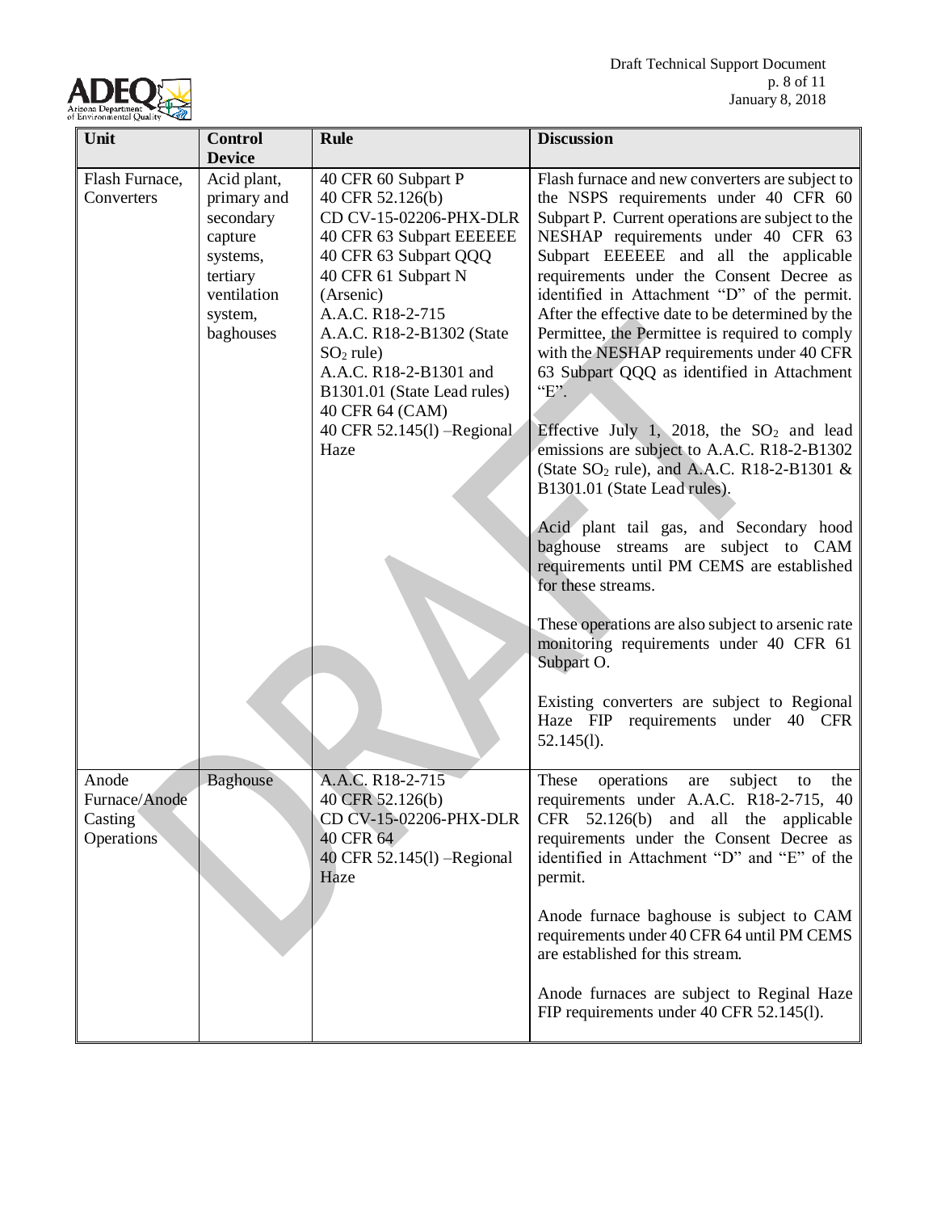| Unit | Control Device | Rule | Discussion |
|---|---|---|---|
| Flash Furnace, Converters | Acid plant, primary and secondary capture systems, tertiary ventilation system, baghouses | 40 CFR 60 Subpart P<br>40 CFR 52.126(b)<br>CD CV-15-02206-PHX-DLR<br>40 CFR 63 Subpart EEEEEE<br>40 CFR 63 Subpart QQQ<br>40 CFR 61 Subpart N (Arsenic)<br>A.A.C. R18-2-715<br>A.A.C. R18-2-B1302 (State $SO_2$ rule)<br>A.A.C. R18-2-B1301 and B1301.01 (State Lead rules)<br>40 CFR 64 (CAM)<br>40 CFR 52.145(l) –Regional Haze | Flash furnace and new converters are subject to the NSPS requirements under 40 CFR 60 Subpart P. Current operations are subject to the NESHAP requirements under 40 CFR 63 Subpart EEEEEE and all the applicable requirements under the Consent Decree as identified in Attachment "D" of the permit. After the effective date to be determined by the Permittee, the Permittee is required to comply with the NESHAP requirements under 40 CFR 63 Subpart QQQ as identified in Attachment "E".<br><br>Effective July 1, 2018, the $SO_2$ and lead emissions are subject to A.A.C. R18-2-B1302 (State $SO_2$ rule), and A.A.C. R18-2-B1301 & B1301.01 (State Lead rules).<br><br>Acid plant tail gas, and Secondary hood baghouse streams are subject to CAM requirements until PM CEMS are established for these streams.<br><br>These operations are also subject to arsenic rate monitoring requirements under 40 CFR 61 Subpart O.<br><br>Existing converters are subject to Regional Haze FIP requirements under 40 CFR 52.145(l). |
| Anode Furnace/Anode Casting Operations | Baghouse | A.A.C. R18-2-715<br>40 CFR 52.126(b)<br>CD CV-15-02206-PHX-DLR<br>40 CFR 64<br>40 CFR 52.145(l) –Regional Haze | These operations are subject to the requirements under A.A.C. R18-2-715, 40 CFR 52.126(b) and all the applicable requirements under the Consent Decree as identified in Attachment "D" and "E" of the permit.<br><br>Anode furnace baghouse is subject to CAM requirements under 40 CFR 64 until PM CEMS are established for this stream.<br><br>Anode furnaces are subject to Reginal Haze FIP requirements under 40 CFR 52.145(l). |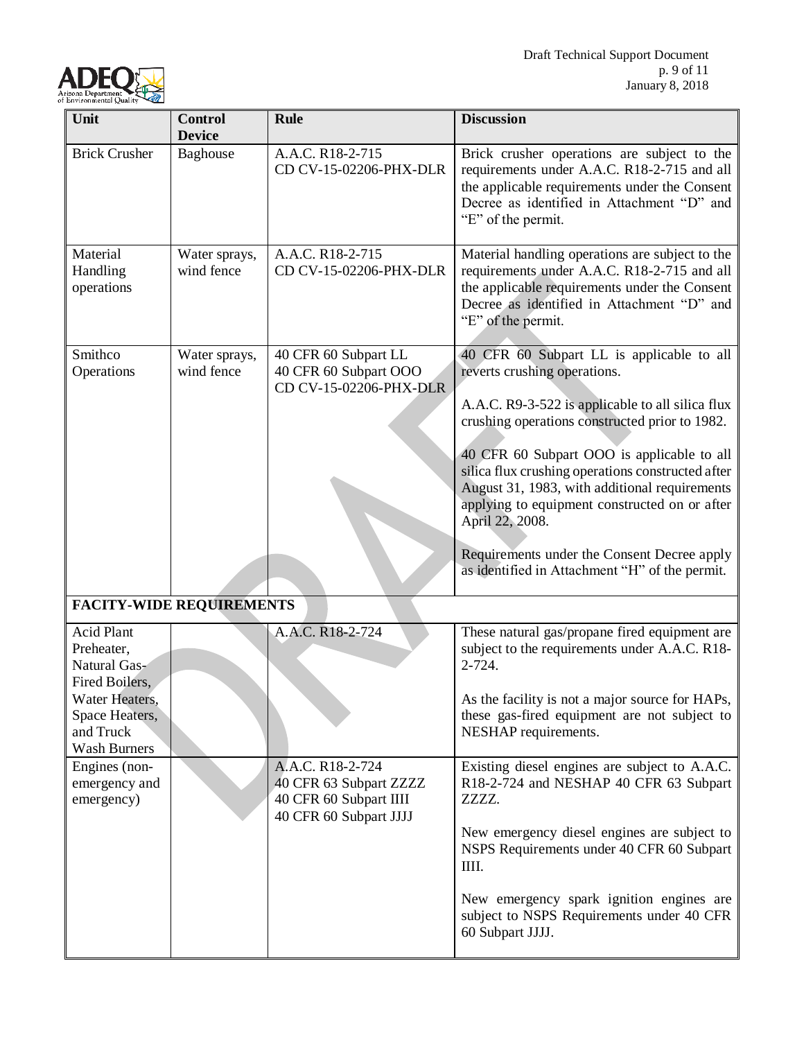| Unit | Control Device | Rule | Discussion |
|---|---|---|---|
| Brick Crusher | Baghouse | A.A.C. R18-2-715<br>CD CV-15-02206-PHX-DLR | Brick crusher operations are subject to the requirements under A.A.C. R18-2-715 and all the applicable requirements under the Consent Decree as identified in Attachment "D" and "E" of the permit. |
| Material Handling operations | Water sprays, wind fence | A.A.C. R18-2-715<br>CD CV-15-02206-PHX-DLR | Material handling operations are subject to the requirements under A.A.C. R18-2-715 and all the applicable requirements under the Consent Decree as identified in Attachment "D" and "E" of the permit. |
| Smithco Operations | Water sprays, wind fence | 40 CFR 60 Subpart LL<br>40 CFR 60 Subpart OOO<br>CD CV-15-02206-PHX-DLR | 40 CFR 60 Subpart LL is applicable to all reverts crushing operations.<br><br>A.A.C. R9-3-522 is applicable to all silica flux crushing operations constructed prior to 1982.<br><br>40 CFR 60 Subpart OOO is applicable to all silica flux crushing operations constructed after August 31, 1983, with additional requirements applying to equipment constructed on or after April 22, 2008.<br><br>Requirements under the Consent Decree apply as identified in Attachment "H" of the permit. |
| **FACITY-WIDE REQUIREMENTS** | | | |
| Acid Plant Preheater, Natural Gas-Fired Boilers, Water Heaters, Space Heaters, and Truck Wash Burners | | A.A.C. R18-2-724 | These natural gas/propane fired equipment are subject to the requirements under A.A.C. R18-2-724.<br><br>As the facility is not a major source for HAPs, these gas-fired equipment are not subject to NESHAP requirements. |
| Engines (non-emergency and emergency) | | A.A.C. R18-2-724<br>40 CFR 63 Subpart ZZZZ<br>40 CFR 60 Subpart IIII<br>40 CFR 60 Subpart JJJJ | Existing diesel engines are subject to A.A.C. R18-2-724 and NESHAP 40 CFR 63 Subpart ZZZZ.<br><br>New emergency diesel engines are subject to NSPS Requirements under 40 CFR 60 Subpart IIII.<br><br>New emergency spark ignition engines are subject to NSPS Requirements under 40 CFR 60 Subpart JJJJ. |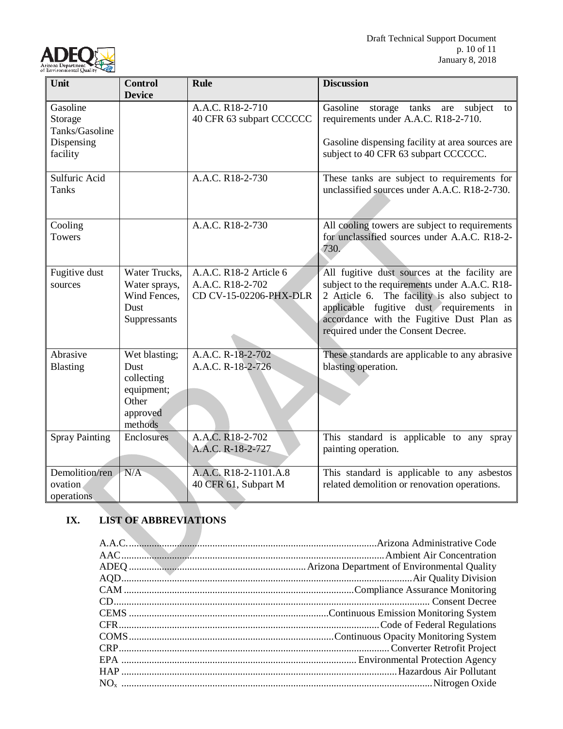| Unit | Control Device | Rule | Discussion |
|---|---|---|---|
| Gasoline Storage Tanks/Gasoline Dispensing facility | | A.A.C. R18-2-710<br>40 CFR 63 subpart CCCCCC | Gasoline storage tanks are subject to requirements under A.A.C. R18-2-710.<br><br>Gasoline dispensing facility at area sources are subject to 40 CFR 63 subpart CCCCCC. |
| Sulfuric Acid Tanks | | A.A.C. R18-2-730 | These tanks are subject to requirements for unclassified sources under A.A.C. R18-2-730. |
| Cooling Towers | | A.A.C. R18-2-730 | All cooling towers are subject to requirements for unclassified sources under A.A.C. R18-2-730. |
| Fugitive dust sources | Water Trucks, Water sprays, Wind Fences, Dust Suppressants | A.A.C. R18-2 Article 6<br>A.A.C. R18-2-702<br>CD CV-15-02206-PHX-DLR | All fugitive dust sources at the facility are subject to the requirements under A.A.C. R18-2 Article 6. The facility is also subject to applicable fugitive dust requirements in accordance with the Fugitive Dust Plan as required under the Consent Decree. |
| Abrasive Blasting | Wet blasting; Dust collecting equipment; Other approved methods | A.A.C. R-18-2-702<br>A.A.C. R-18-2-726 | These standards are applicable to any abrasive blasting operation. |
| Spray Painting | Enclosures | A.A.C. R18-2-702<br>A.A.C. R-18-2-727 | This standard is applicable to any spray painting operation. |
| Demolition/renovation operations | N/A | A.A.C. R18-2-1101.A.8<br>40 CFR 61, Subpart M | This standard is applicable to any asbestos related demolition or renovation operations. |

## IX. LIST OF ABBREVIATIONS

A.A.C. .......... Arizona Administrative Code
AAC .......... Ambient Air Concentration
ADEQ .......... Arizona Department of Environmental Quality
AQD .......... Air Quality Division
CAM .......... Compliance Assurance Monitoring
CD .......... Consent Decree
CEMS .......... Continuous Emission Monitoring System
CFR .......... Code of Federal Regulations
COMS .......... Continuous Opacity Monitoring System
CRP .......... Converter Retrofit Project
EPA .......... Environmental Protection Agency
HAP .......... Hazardous Air Pollutant
$NO_x$ .......... Nitrogen Oxide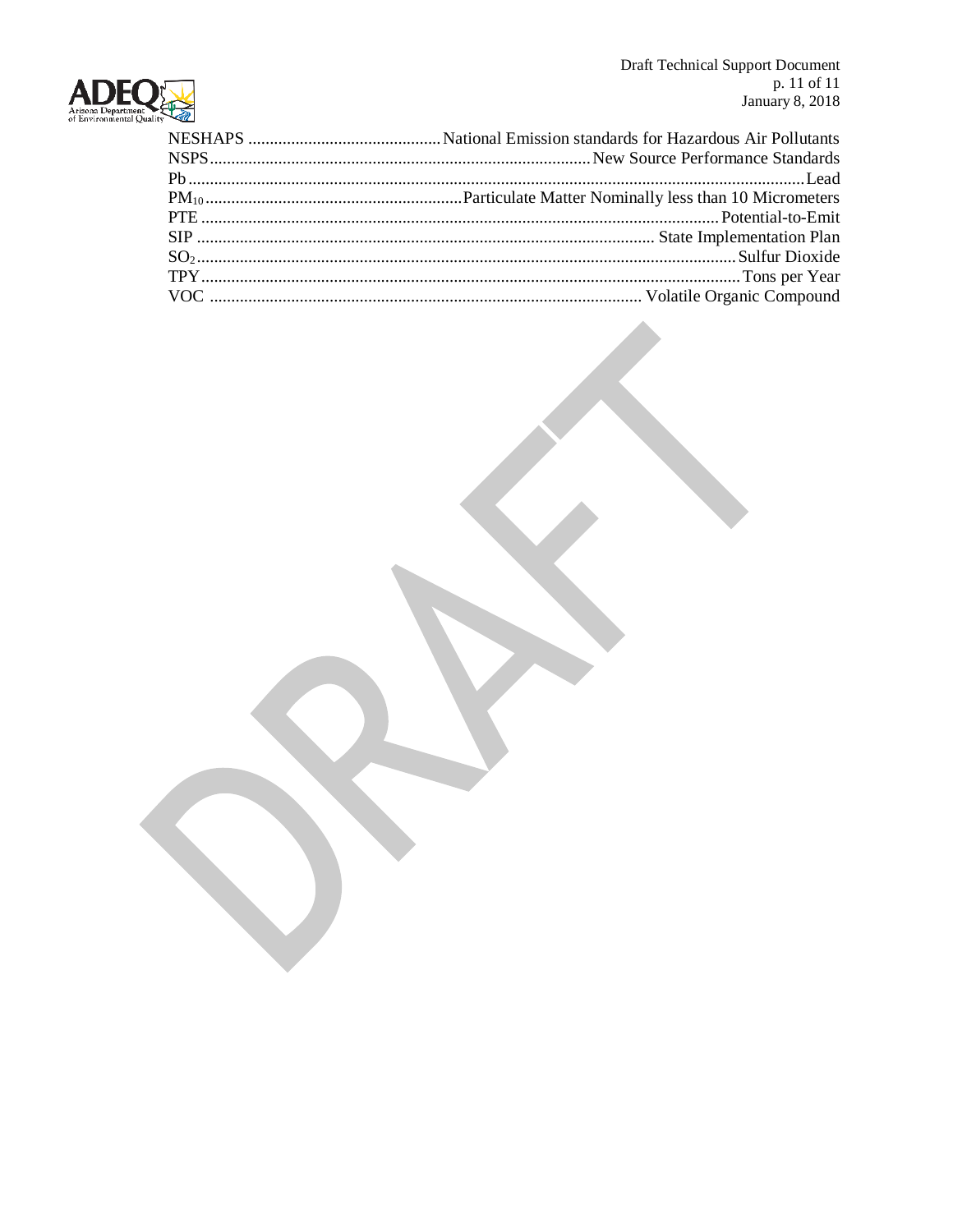| | |
|---|---|
| NESHAPS | National Emission standards for Hazardous Air Pollutants |
| NSPS | New Source Performance Standards |
| Pb | Lead |
| $PM_{10}$ | Particulate Matter Nominally less than 10 Micrometers |
| PTE | Potential-to-Emit |
| SIP | State Implementation Plan |
| $SO_2$ | Sulfur Dioxide |
| TPY | Tons per Year |
| VOC | Volatile Organic Compound |